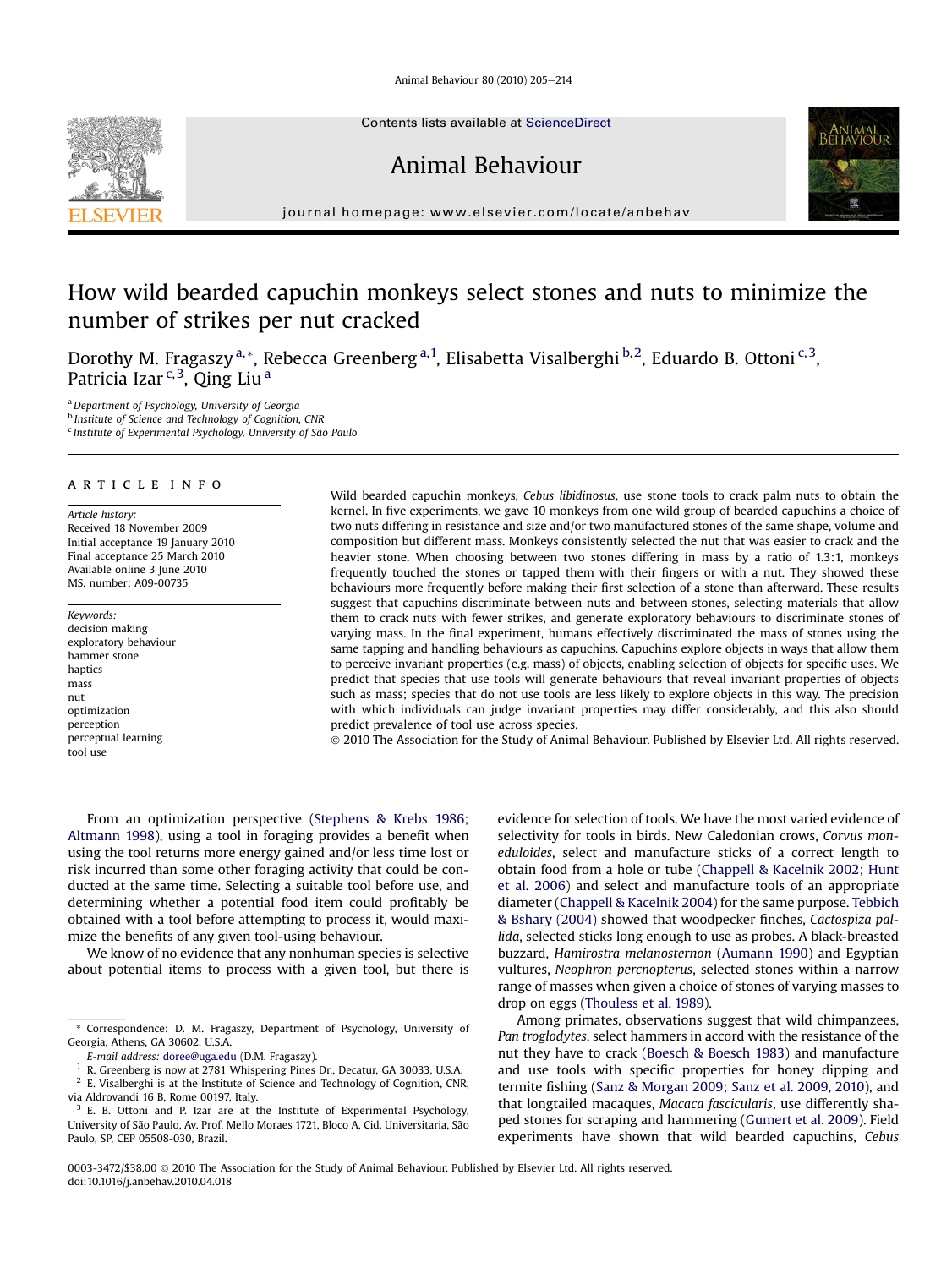Contents lists available at ScienceDirect

# Animal Behaviour

journal homepage: www.elsevier.com/locate/anbehav

# How wild bearded capuchin monkeys select stones and nuts to minimize the number of strikes per nut cracked

Dorothy M. Fragaszy [a,*], Rebecca Greenberg [a,1], Elisabetta Visalberghi [b,2], Eduardo B. Ottoni [c,3], Patricia Izar [c,3], Qing Liu [a]

[a] *Department of Psychology, University of Georgia*
[b] *Institute of Science and Technology of Cognition, CNR*
[c] *Institute of Experimental Psychology, University of São Paulo*

ARTICLE INFO

*Article history:*
Received 18 November 2009
Initial acceptance 19 January 2010
Final acceptance 25 March 2010
Available online 3 June 2010
MS. number: A09-00735

*Keywords:*
decision making
exploratory behaviour
hammer stone
haptics
mass
nut
optimization
perception
perceptual learning
tool use

Wild bearded capuchin monkeys, *Cebus libidinosus*, use stone tools to crack palm nuts to obtain the kernel. In five experiments, we gave 10 monkeys from one wild group of bearded capuchins a choice of two nuts differing in resistance and size and/or two manufactured stones of the same shape, volume and composition but different mass. Monkeys consistently selected the nut that was easier to crack and the heavier stone. When choosing between two stones differing in mass by a ratio of 1.3:1, monkeys frequently touched the stones or tapped them with their fingers or with a nut. They showed these behaviours more frequently before making their first selection of a stone than afterward. These results suggest that capuchins discriminate between nuts and between stones, selecting materials that allow them to crack nuts with fewer strikes, and generate exploratory behaviours to discriminate stones of varying mass. In the final experiment, humans effectively discriminated the mass of stones using the same tapping and handling behaviours as capuchins. Capuchins explore objects in ways that allow them to perceive invariant properties (e.g. mass) of objects, enabling selection of objects for specific uses. We predict that species that use tools will generate behaviours that reveal invariant properties of objects such as mass; species that do not use tools are less likely to explore objects in this way. The precision with which individuals can judge invariant properties may differ considerably, and this also should predict prevalence of tool use across species.

© 2010 The Association for the Study of Animal Behaviour. Published by Elsevier Ltd. All rights reserved.

From an optimization perspective (Stephens & Krebs 1986; Altmann 1998), using a tool in foraging provides a benefit when using the tool returns more energy gained and/or less time lost or risk incurred than some other foraging activity that could be conducted at the same time. Selecting a suitable tool before use, and determining whether a potential food item could profitably be obtained with a tool before attempting to process it, would maximize the benefits of any given tool-using behaviour.

We know of no evidence that any nonhuman species is selective about potential items to process with a given tool, but there is evidence for selection of tools. We have the most varied evidence of selectivity for tools in birds. New Caledonian crows, *Corvus moneduloides*, select and manufacture sticks of a correct length to obtain food from a hole or tube (Chappell & Kacelnik 2002; Hunt et al. 2006) and select and manufacture tools of an appropriate diameter (Chappell & Kacelnik 2004) for the same purpose. Tebbich & Bshary (2004) showed that woodpecker finches, *Cactospiza pallida*, selected sticks long enough to use as probes. A black-breasted buzzard, *Hamirostra melanosternon* (Aumann 1990) and Egyptian vultures, *Neophron percnopterus*, selected stones within a narrow range of masses when given a choice of stones of varying masses to drop on eggs (Thouless et al. 1989).

Among primates, observations suggest that wild chimpanzees, *Pan troglodytes*, select hammers in accord with the resistance of the nut they have to crack (Boesch & Boesch 1983) and manufacture and use tools with specific properties for honey dipping and termite fishing (Sanz & Morgan 2009; Sanz et al. 2009, 2010), and that longtailed macaques, *Macaca fascicularis*, use differently shaped stones for scraping and hammering (Gumert et al. 2009). Field experiments have shown that wild bearded capuchins, *Cebus*

---

\* Correspondence: D. M. Fragaszy, Department of Psychology, University of Georgia, Athens, GA 30602, U.S.A.
*E-mail address:* doree@uga.edu (D.M. Fragaszy).
[1] R. Greenberg is now at 2781 Whispering Pines Dr., Decatur, GA 30033, U.S.A.
[2] E. Visalberghi is at the Institute of Science and Technology of Cognition, CNR, via Aldrovandi 16 B, Rome 00197, Italy.
[3] E. B. Ottoni and P. Izar are at the Institute of Experimental Psychology, University of São Paulo, Av. Prof. Mello Moraes 1721, Bloco A, Cid. Universitaria, São Paulo, SP, CEP 05508-030, Brazil.

0003-3472/$38.00 © 2010 The Association for the Study of Animal Behaviour. Published by Elsevier Ltd. All rights reserved.
doi:10.1016/j.anbehav.2010.04.018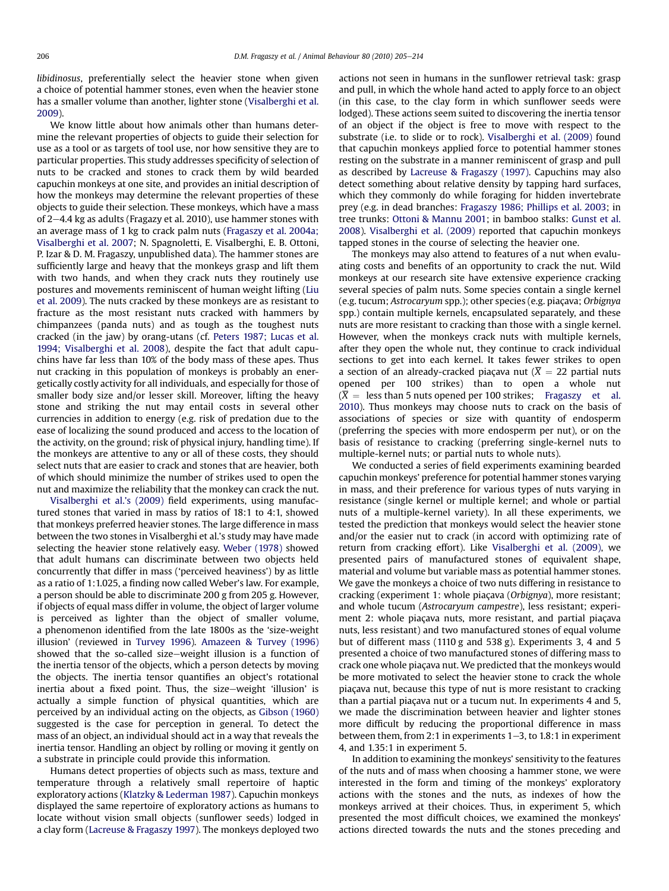*libidinosus*, preferentially select the heavier stone when given a choice of potential hammer stones, even when the heavier stone has a smaller volume than another, lighter stone (Visalberghi et al. 2009).

We know little about how animals other than humans determine the relevant properties of objects to guide their selection for use as a tool or as targets of tool use, nor how sensitive they are to particular properties. This study addresses specificity of selection of nuts to be cracked and stones to crack them by wild bearded capuchin monkeys at one site, and provides an initial description of how the monkeys may determine the relevant properties of these objects to guide their selection. These monkeys, which have a mass of 2–4.4 kg as adults (Fragazy et al. 2010), use hammer stones with an average mass of 1 kg to crack palm nuts (Fragaszy et al. 2004a; Visalberghi et al. 2007; N. Spagnoletti, E. Visalberghi, E. B. Ottoni, P. Izar & D. M. Fragaszy, unpublished data). The hammer stones are sufficiently large and heavy that the monkeys grasp and lift them with two hands, and when they crack nuts they routinely use postures and movements reminiscent of human weight lifting (Liu et al. 2009). The nuts cracked by these monkeys are as resistant to fracture as the most resistant nuts cracked with hammers by chimpanzees (panda nuts) and as tough as the toughest nuts cracked (in the jaw) by orang-utans (cf. Peters 1987; Lucas et al. 1994; Visalberghi et al. 2008), despite the fact that adult capuchins have far less than 10% of the body mass of these apes. Thus nut cracking in this population of monkeys is probably an energetically costly activity for all individuals, and especially for those of smaller body size and/or lesser skill. Moreover, lifting the heavy stone and striking the nut may entail costs in several other currencies in addition to energy (e.g. risk of predation due to the ease of localizing the sound produced and access to the location of the activity, on the ground; risk of physical injury, handling time). If the monkeys are attentive to any or all of these costs, they should select nuts that are easier to crack and stones that are heavier, both of which should minimize the number of strikes used to open the nut and maximize the reliability that the monkey can crack the nut.

Visalberghi et al.'s (2009) field experiments, using manufactured stones that varied in mass by ratios of 18:1 to 4:1, showed that monkeys preferred heavier stones. The large difference in mass between the two stones in Visalberghi et al.'s study may have made selecting the heavier stone relatively easy. Weber (1978) showed that adult humans can discriminate between two objects held concurrently that differ in mass ('perceived heaviness') by as little as a ratio of 1:1.025, a finding now called Weber's law. For example, a person should be able to discriminate 200 g from 205 g. However, if objects of equal mass differ in volume, the object of larger volume is perceived as lighter than the object of smaller volume, a phenomenon identified from the late 1800s as the 'size-weight illusion' (reviewed in Turvey 1996). Amazeen & Turvey (1996) showed that the so-called size–weight illusion is a function of the inertia tensor of the objects, which a person detects by moving the objects. The inertia tensor quantifies an object's rotational inertia about a fixed point. Thus, the size–weight 'illusion' is actually a simple function of physical quantities, which are perceived by an individual acting on the objects, as Gibson (1960) suggested is the case for perception in general. To detect the mass of an object, an individual should act in a way that reveals the inertia tensor. Handling an object by rolling or moving it gently on a substrate in principle could provide this information.

Humans detect properties of objects such as mass, texture and temperature through a relatively small repertoire of haptic exploratory actions (Klatzky & Lederman 1987). Capuchin monkeys displayed the same repertoire of exploratory actions as humans to locate without vision small objects (sunflower seeds) lodged in a clay form (Lacreuse & Fragaszy 1997). The monkeys deployed two actions not seen in humans in the sunflower retrieval task: grasp and pull, in which the whole hand acted to apply force to an object (in this case, to the clay form in which sunflower seeds were lodged). These actions seem suited to discovering the inertia tensor of an object if the object is free to move with respect to the substrate (i.e. to slide or to rock). Visalberghi et al. (2009) found that capuchin monkeys applied force to potential hammer stones resting on the substrate in a manner reminiscent of grasp and pull as described by Lacreuse & Fragaszy (1997). Capuchins may also detect something about relative density by tapping hard surfaces, which they commonly do while foraging for hidden invertebrate prey (e.g. in dead branches: Fragaszy 1986; Phillips et al. 2003; in tree trunks: Ottoni & Mannu 2001; in bamboo stalks: Gunst et al. 2008). Visalberghi et al. (2009) reported that capuchin monkeys tapped stones in the course of selecting the heavier one.

The monkeys may also attend to features of a nut when evaluating costs and benefits of an opportunity to crack the nut. Wild monkeys at our research site have extensive experience cracking several species of palm nuts. Some species contain a single kernel (e.g. tucum; *Astrocaryum* spp.); other species (e.g. piaçava; *Orbignya* spp.) contain multiple kernels, encapsulated separately, and these nuts are more resistant to cracking than those with a single kernel. However, when the monkeys crack nuts with multiple kernels, after they open the whole nut, they continue to crack individual sections to get into each kernel. It takes fewer strikes to open a section of an already-cracked piaçava nut ($\bar{X}$ = 22 partial nuts opened per 100 strikes) than to open a whole nut ($\bar{X}$ = less than 5 nuts opened per 100 strikes; Fragaszy et al. 2010). Thus monkeys may choose nuts to crack on the basis of associations of species or size with quantity of endosperm (preferring the species with more endosperm per nut), or on the basis of resistance to cracking (preferring single-kernel nuts to multiple-kernel nuts; or partial nuts to whole nuts).

We conducted a series of field experiments examining bearded capuchin monkeys' preference for potential hammer stones varying in mass, and their preference for various types of nuts varying in resistance (single kernel or multiple kernel; and whole or partial nuts of a multiple-kernel variety). In all these experiments, we tested the prediction that monkeys would select the heavier stone and/or the easier nut to crack (in accord with optimizing rate of return from cracking effort). Like Visalberghi et al. (2009), we presented pairs of manufactured stones of equivalent shape, material and volume but variable mass as potential hammer stones. We gave the monkeys a choice of two nuts differing in resistance to cracking (experiment 1: whole piaçava (*Orbignya*), more resistant; and whole tucum (*Astrocaryum campestre*), less resistant; experiment 2: whole piaçava nuts, more resistant, and partial piaçava nuts, less resistant) and two manufactured stones of equal volume but of different mass (1110 g and 538 g). Experiments 3, 4 and 5 presented a choice of two manufactured stones of differing mass to crack one whole piaçava nut. We predicted that the monkeys would be more motivated to select the heavier stone to crack the whole piaçava nut, because this type of nut is more resistant to cracking than a partial piaçava nut or a tucum nut. In experiments 4 and 5, we made the discrimination between heavier and lighter stones more difficult by reducing the proportional difference in mass between them, from 2:1 in experiments 1–3, to 1.8:1 in experiment 4, and 1.35:1 in experiment 5.

In addition to examining the monkeys' sensitivity to the features of the nuts and of mass when choosing a hammer stone, we were interested in the form and timing of the monkeys' exploratory actions with the stones and the nuts, as indexes of how the monkeys arrived at their choices. Thus, in experiment 5, which presented the most difficult choices, we examined the monkeys' actions directed towards the nuts and the stones preceding and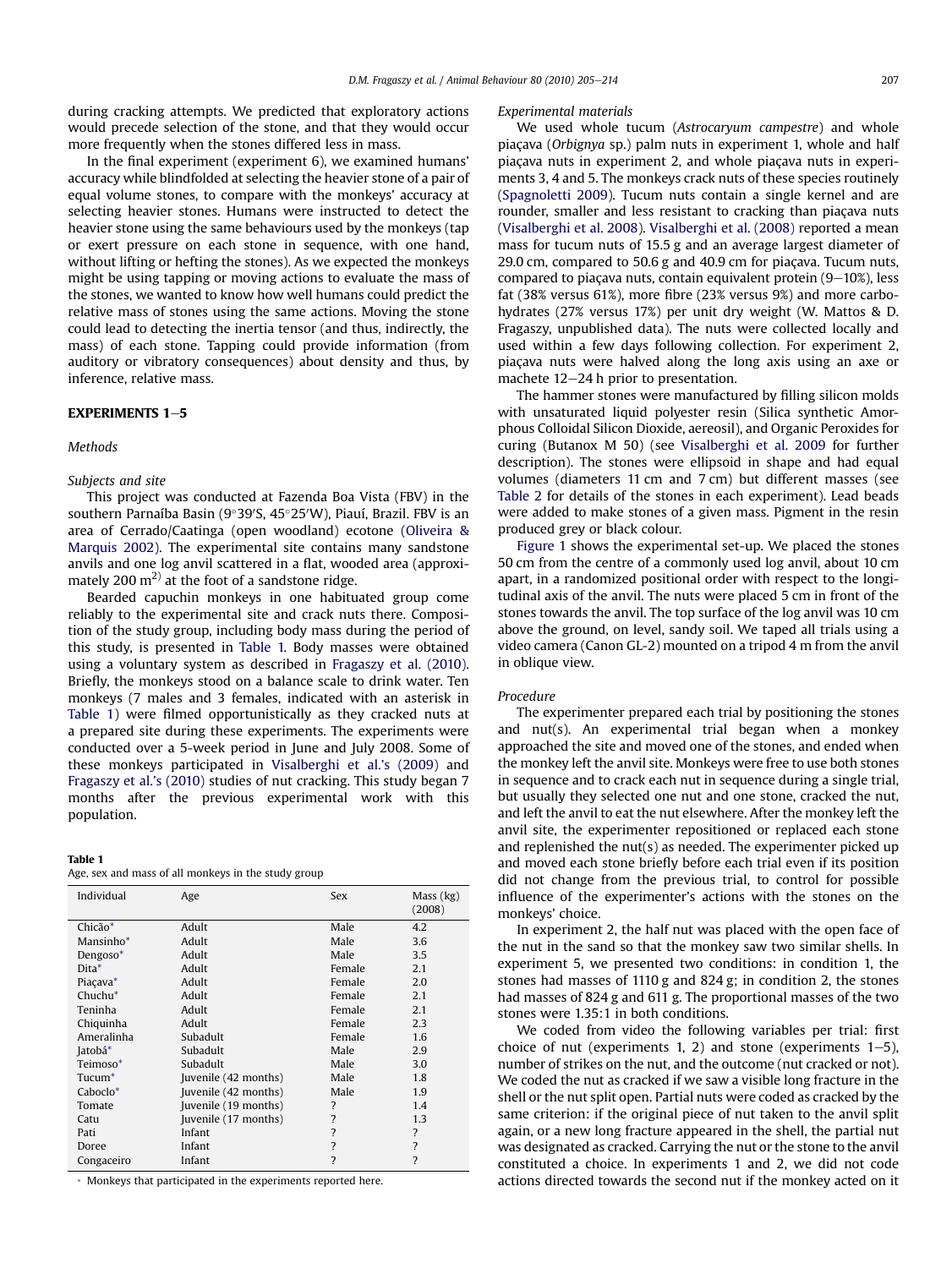during cracking attempts. We predicted that exploratory actions would precede selection of the stone, and that they would occur more frequently when the stones differed less in mass.

In the final experiment (experiment 6), we examined humans' accuracy while blindfolded at selecting the heavier stone of a pair of equal volume stones, to compare with the monkeys' accuracy at selecting heavier stones. Humans were instructed to detect the heavier stone using the same behaviours used by the monkeys (tap or exert pressure on each stone in sequence, with one hand, without lifting or hefting the stones). As we expected the monkeys might be using tapping or moving actions to evaluate the mass of the stones, we wanted to know how well humans could predict the relative mass of stones using the same actions. Moving the stone could lead to detecting the inertia tensor (and thus, indirectly, the mass) of each stone. Tapping could provide information (from auditory or vibratory consequences) about density and thus, by inference, relative mass.

## EXPERIMENTS 1–5

### Methods

#### Subjects and site

This project was conducted at Fazenda Boa Vista (FBV) in the southern Parnaíba Basin (9°39′S, 45°25′W), Piauí, Brazil. FBV is an area of Cerrado/Caatinga (open woodland) ecotone (Oliveira & Marquis 2002). The experimental site contains many sandstone anvils and one log anvil scattered in a flat, wooded area (approximately 200 m[2]) at the foot of a sandstone ridge.

Bearded capuchin monkeys in one habituated group come reliably to the experimental site and crack nuts there. Composition of the study group, including body mass during the period of this study, is presented in Table 1. Body masses were obtained using a voluntary system as described in Fragaszy et al. (2010). Briefly, the monkeys stood on a balance scale to drink water. Ten monkeys (7 males and 3 females, indicated with an asterisk in Table 1) were filmed opportunistically as they cracked nuts at a prepared site during these experiments. The experiments were conducted over a 5-week period in June and July 2008. Some of these monkeys participated in Visalberghi et al.'s (2009) and Fragaszy et al.'s (2010) studies of nut cracking. This study began 7 months after the previous experimental work with this population.

**Table 1**
Age, sex and mass of all monkeys in the study group

| Individual | Age | Sex | Mass (kg) (2008) |
|---|---|---|---|
| Chicão* | Adult | Male | 4.2 |
| Mansinho* | Adult | Male | 3.6 |
| Dengoso* | Adult | Male | 3.5 |
| Dita* | Adult | Female | 2.1 |
| Piaçava* | Adult | Female | 2.0 |
| Chuchu* | Adult | Female | 2.1 |
| Teninha | Adult | Female | 2.1 |
| Chiquinha | Adult | Female | 2.3 |
| Ameralinha | Subadult | Female | 1.6 |
| Jatobá* | Subadult | Male | 2.9 |
| Teimoso* | Subadult | Male | 3.0 |
| Tucum* | Juvenile (42 months) | Male | 1.8 |
| Caboclo* | Juvenile (42 months) | Male | 1.9 |
| Tomate | Juvenile (19 months) | ? | 1.4 |
| Catu | Juvenile (17 months) | ? | 1.3 |
| Pati | Infant | ? | ? |
| Doree | Infant | ? | ? |
| Congaceiro | Infant | ? | ? |

* Monkeys that participated in the experiments reported here.

#### Experimental materials

We used whole tucum (*Astrocaryum campestre*) and whole piaçava (*Orbignya* sp.) palm nuts in experiment 1, whole and half piaçava nuts in experiment 2, and whole piaçava nuts in experiments 3, 4 and 5. The monkeys crack nuts of these species routinely (Spagnoletti 2009). Tucum nuts contain a single kernel and are rounder, smaller and less resistant to cracking than piaçava nuts (Visalberghi et al. 2008). Visalberghi et al. (2008) reported a mean mass for tucum nuts of 15.5 g and an average largest diameter of 29.0 cm, compared to 50.6 g and 40.9 cm for piaçava. Tucum nuts, compared to piaçava nuts, contain equivalent protein (9–10%), less fat (38% versus 61%), more fibre (23% versus 9%) and more carbohydrates (27% versus 17%) per unit dry weight (W. Mattos & D. Fragaszy, unpublished data). The nuts were collected locally and used within a few days following collection. For experiment 2, piaçava nuts were halved along the long axis using an axe or machete 12–24 h prior to presentation.

The hammer stones were manufactured by filling silicon molds with unsaturated liquid polyester resin (Silica synthetic Amorphous Colloidal Silicon Dioxide, aereosil), and Organic Peroxides for curing (Butanox M 50) (see Visalberghi et al. 2009 for further description). The stones were ellipsoid in shape and had equal volumes (diameters 11 cm and 7 cm) but different masses (see Table 2 for details of the stones in each experiment). Lead beads were added to make stones of a given mass. Pigment in the resin produced grey or black colour.

Figure 1 shows the experimental set-up. We placed the stones 50 cm from the centre of a commonly used log anvil, about 10 cm apart, in a randomized positional order with respect to the longitudinal axis of the anvil. The nuts were placed 5 cm in front of the stones towards the anvil. The top surface of the log anvil was 10 cm above the ground, on level, sandy soil. We taped all trials using a video camera (Canon GL-2) mounted on a tripod 4 m from the anvil in oblique view.

#### Procedure

The experimenter prepared each trial by positioning the stones and nut(s). An experimental trial began when a monkey approached the site and moved one of the stones, and ended when the monkey left the anvil site. Monkeys were free to use both stones in sequence and to crack each nut in sequence during a single trial, but usually they selected one nut and one stone, cracked the nut, and left the anvil to eat the nut elsewhere. After the monkey left the anvil site, the experimenter repositioned or replaced each stone and replenished the nut(s) as needed. The experimenter picked up and moved each stone briefly before each trial even if its position did not change from the previous trial, to control for possible influence of the experimenter's actions with the stones on the monkeys' choice.

In experiment 2, the half nut was placed with the open face of the nut in the sand so that the monkey saw two similar shells. In experiment 5, we presented two conditions: in condition 1, the stones had masses of 1110 g and 824 g; in condition 2, the stones had masses of 824 g and 611 g. The proportional masses of the two stones were 1.35:1 in both conditions.

We coded from video the following variables per trial: first choice of nut (experiments 1, 2) and stone (experiments 1–5), number of strikes on the nut, and the outcome (nut cracked or not). We coded the nut as cracked if we saw a visible long fracture in the shell or the nut split open. Partial nuts were coded as cracked by the same criterion: if the original piece of nut taken to the anvil split again, or a new long fracture appeared in the shell, the partial nut was designated as cracked. Carrying the nut or the stone to the anvil constituted a choice. In experiments 1 and 2, we did not code actions directed towards the second nut if the monkey acted on it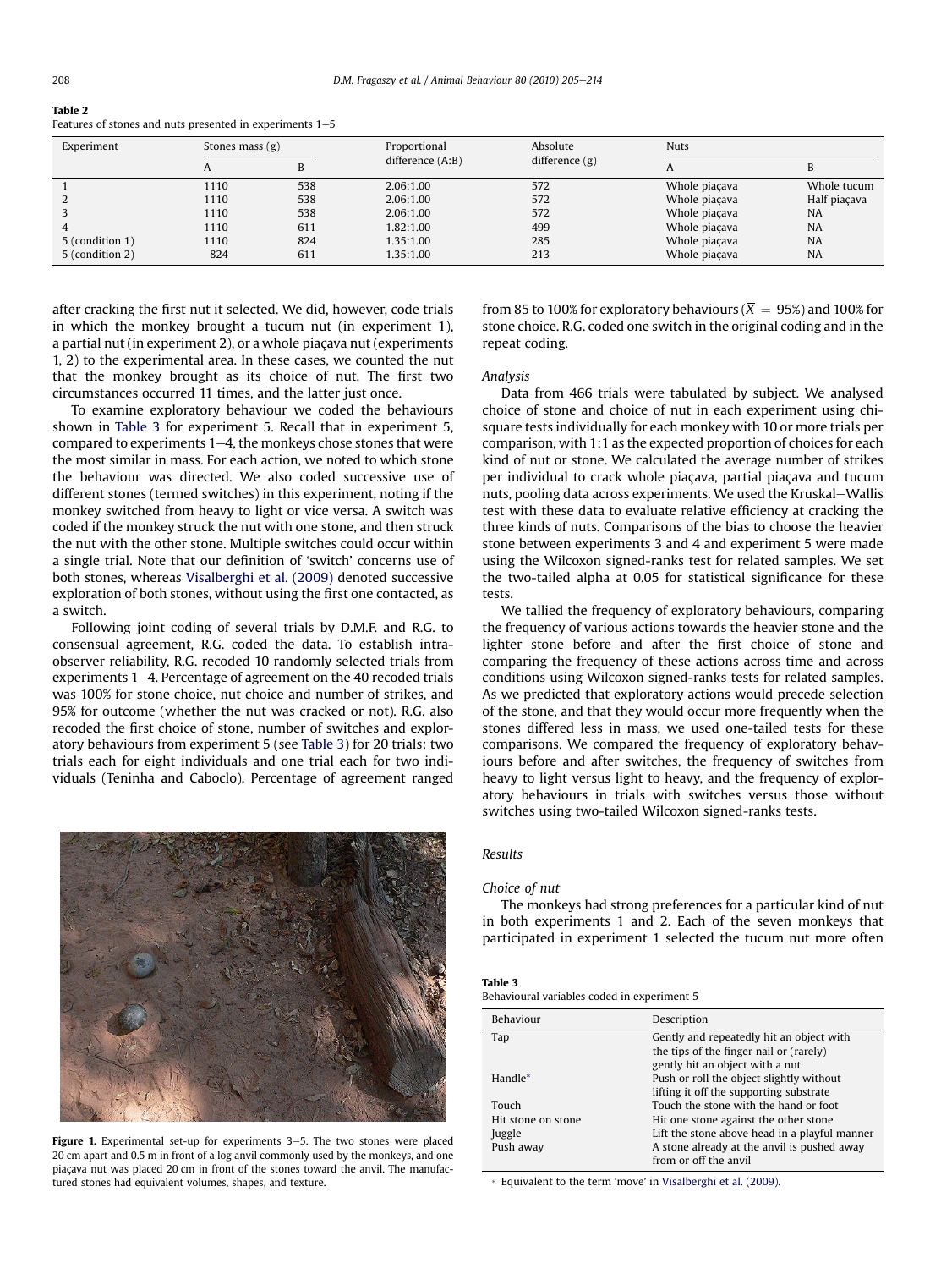**Table 2**
Features of stones and nuts presented in experiments 1–5

| Experiment | Stones mass (g) | | Proportional difference (A:B) | Absolute difference (g) | Nuts | |
|---|---|---|---|---|---|---|
| | A | B | | | A | B |
| 1 | 1110 | 538 | 2.06:1.00 | 572 | Whole piaçava | Whole tucum |
| 2 | 1110 | 538 | 2.06:1.00 | 572 | Whole piaçava | Half piaçava |
| 3 | 1110 | 538 | 2.06:1.00 | 572 | Whole piaçava | NA |
| 4 | 1110 | 611 | 1.82:1.00 | 499 | Whole piaçava | NA |
| 5 (condition 1) | 1110 | 824 | 1.35:1.00 | 285 | Whole piaçava | NA |
| 5 (condition 2) | 824 | 611 | 1.35:1.00 | 213 | Whole piaçava | NA |

after cracking the first nut it selected. We did, however, code trials in which the monkey brought a tucum nut (in experiment 1), a partial nut (in experiment 2), or a whole piaçava nut (experiments 1, 2) to the experimental area. In these cases, we counted the nut that the monkey brought as its choice of nut. The first two circumstances occurred 11 times, and the latter just once.

To examine exploratory behaviour we coded the behaviours shown in Table 3 for experiment 5. Recall that in experiment 5, compared to experiments 1–4, the monkeys chose stones that were the most similar in mass. For each action, we noted to which stone the behaviour was directed. We also coded successive use of different stones (termed switches) in this experiment, noting if the monkey switched from heavy to light or vice versa. A switch was coded if the monkey struck the nut with one stone, and then struck the nut with the other stone. Multiple switches could occur within a single trial. Note that our definition of 'switch' concerns use of both stones, whereas Visalberghi et al. (2009) denoted successive exploration of both stones, without using the first one contacted, as a switch.

Following joint coding of several trials by D.M.F. and R.G. to consensual agreement, R.G. coded the data. To establish intra-observer reliability, R.G. recoded 10 randomly selected trials from experiments 1–4. Percentage of agreement on the 40 recoded trials was 100% for stone choice, nut choice and number of strikes, and 95% for outcome (whether the nut was cracked or not). R.G. also recoded the first choice of stone, number of switches and exploratory behaviours from experiment 5 (see Table 3) for 20 trials: two trials each for eight individuals and one trial each for two individuals (Teninha and Caboclo). Percentage of agreement ranged from 85 to 100% for exploratory behaviours ($\overline{X} = 95\%$) and 100% for stone choice. R.G. coded one switch in the original coding and in the repeat coding.

Figure 1. Experimental set-up for experiments 3–5. The two stones were placed 20 cm apart and 0.5 m in front of a log anvil commonly used by the monkeys, and one piaçava nut was placed 20 cm in front of the stones toward the anvil. The manufactured stones had equivalent volumes, shapes, and texture.

*Analysis*

Data from 466 trials were tabulated by subject. We analysed choice of stone and choice of nut in each experiment using chi-square tests individually for each monkey with 10 or more trials per comparison, with 1:1 as the expected proportion of choices for each kind of nut or stone. We calculated the average number of strikes per individual to crack whole piaçava, partial piaçava and tucum nuts, pooling data across experiments. We used the Kruskal–Wallis test with these data to evaluate relative efficiency at cracking the three kinds of nuts. Comparisons of the bias to choose the heavier stone between experiments 3 and 4 and experiment 5 were made using the Wilcoxon signed-ranks test for related samples. We set the two-tailed alpha at 0.05 for statistical significance for these tests.

We tallied the frequency of exploratory behaviours, comparing the frequency of various actions towards the heavier stone and the lighter stone before and after the first choice of stone and comparing the frequency of these actions across time and across conditions using Wilcoxon signed-ranks tests for related samples. As we predicted that exploratory actions would precede selection of the stone, and that they would occur more frequently when the stones differed less in mass, we used one-tailed tests for these comparisons. We compared the frequency of exploratory behaviours before and after switches, the frequency of switches from heavy to light versus light to heavy, and the frequency of exploratory behaviours in trials with switches versus those without switches using two-tailed Wilcoxon signed-ranks tests.

## Results

*Choice of nut*

The monkeys had strong preferences for a particular kind of nut in both experiments 1 and 2. Each of the seven monkeys that participated in experiment 1 selected the tucum nut more often

**Table 3**
Behavioural variables coded in experiment 5

| Behaviour | Description |
|---|---|
| Tap | Gently and repeatedly hit an object with the tips of the finger nail or (rarely) gently hit an object with a nut |
| Handle* | Push or roll the object slightly without lifting it off the supporting substrate |
| Touch | Touch the stone with the hand or foot |
| Hit stone on stone | Hit one stone against the other stone |
| Juggle | Lift the stone above head in a playful manner |
| Push away | A stone already at the anvil is pushed away from or off the anvil |

* Equivalent to the term 'move' in Visalberghi et al. (2009).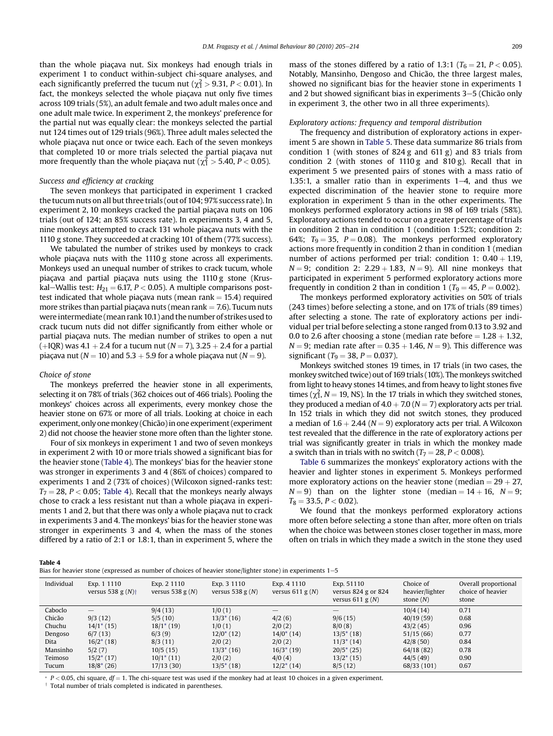than the whole piaçava nut. Six monkeys had enough trials in experiment 1 to conduct within-subject chi-square analyses, and each significantly preferred the tucum nut ($\chi^2_1 > 9.31$, $P < 0.01$). In fact, the monkeys selected the whole piaçava nut only five times across 109 trials (5%), an adult female and two adult males once and one adult male twice. In experiment 2, the monkeys' preference for the partial nut was equally clear: the monkeys selected the partial nut 124 times out of 129 trials (96%). Three adult males selected the whole piaçava nut once or twice each. Each of the seven monkeys that completed 10 or more trials selected the partial piaçava nut more frequently than the whole piaçava nut ($\chi^2_1 > 5.40$, $P < 0.05$).

### Success and efficiency at cracking

The seven monkeys that participated in experiment 1 cracked the tucum nuts on all but three trials (out of 104; 97% success rate). In experiment 2, 10 monkeys cracked the partial piaçava nuts on 106 trials (out of 124; an 85% success rate). In experiments 3, 4 and 5, nine monkeys attempted to crack 131 whole piaçava nuts with the 1110 g stone. They succeeded at cracking 101 of them (77% success).

We tabulated the number of strikes used by monkeys to crack whole piaçava nuts with the 1110 g stone across all experiments. Monkeys used an unequal number of strikes to crack tucum, whole piaçava and partial piaçava nuts using the 1110 g stone (Kruskal–Wallis test: $H_{21} = 6.17$, $P < 0.05$). A multiple comparisons post-test indicated that whole piaçava nuts (mean rank = 15.4) required more strikes than partial piaçava nuts (mean rank = 7.6). Tucum nuts were intermediate (mean rank 10.1) and the number of strikes used to crack tucum nuts did not differ significantly from either whole or partial piaçava nuts. The median number of strikes to open a nut (+IQR) was 4.1 + 2.4 for a tucum nut ($N = 7$), 3.25 + 2.4 for a partial piaçava nut ($N = 10$) and 5.3 + 5.9 for a whole piaçava nut ($N = 9$).

### Choice of stone

The monkeys preferred the heavier stone in all experiments, selecting it on 78% of trials (362 choices out of 466 trials). Pooling the monkeys' choices across all experiments, every monkey chose the heavier stone on 67% or more of all trials. Looking at choice in each experiment, only one monkey (Chicão) in one experiment (experiment 2) did not choose the heavier stone more often than the lighter stone.

Four of six monkeys in experiment 1 and two of seven monkeys in experiment 2 with 10 or more trials showed a significant bias for the heavier stone (Table 4). The monkeys' bias for the heavier stone was stronger in experiments 3 and 4 (86% of choices) compared to experiments 1 and 2 (73% of choices) (Wilcoxon signed-ranks test: $T_7 = 28$, $P < 0.05$; Table 4). Recall that the monkeys nearly always chose to crack a less resistant nut than a whole piaçava in experiments 1 and 2, but that there was only a whole piaçava nut to crack in experiments 3 and 4. The monkeys' bias for the heavier stone was stronger in experiments 3 and 4, when the mass of the stones differed by a ratio of 2:1 or 1.8:1, than in experiment 5, where the mass of the stones differed by a ratio of 1.3:1 ($T_6 = 21$, $P < 0.05$). Notably, Mansinho, Dengoso and Chicão, the three largest males, showed no significant bias for the heavier stone in experiments 1 and 2 but showed significant bias in experiments 3–5 (Chicão only in experiment 3, the other two in all three experiments).

### Exploratory actions: frequency and temporal distribution

The frequency and distribution of exploratory actions in experiment 5 are shown in Table 5. These data summarize 86 trials from condition 1 (with stones of 824 g and 611 g) and 83 trials from condition 2 (with stones of 1110 g and 810 g). Recall that in experiment 5 we presented pairs of stones with a mass ratio of 1.35:1, a smaller ratio than in experiments 1–4, and thus we expected discrimination of the heavier stone to require more exploration in experiment 5 than in the other experiments. The monkeys performed exploratory actions in 98 of 169 trials (58%). Exploratory actions tended to occur on a greater percentage of trials in condition 2 than in condition 1 (condition 1:52%; condition 2: 64%; $T_9 = 35$, $P = 0.08$). The monkeys performed exploratory actions more frequently in condition 2 than in condition 1 (median number of actions performed per trial: condition 1: 0.40 + 1.19, $N = 9$; condition 2: 2.29 + 1.83, $N = 9$). All nine monkeys that participated in experiment 5 performed exploratory actions more frequently in condition 2 than in condition 1 ($T_9 = 45$, $P = 0.002$).

The monkeys performed exploratory activities on 50% of trials (243 times) before selecting a stone, and on 17% of trials (89 times) after selecting a stone. The rate of exploratory actions per individual per trial before selecting a stone ranged from 0.13 to 3.92 and 0.0 to 2.6 after choosing a stone (median rate before = 1.28 + 1.32, $N = 9$; median rate after = 0.35 + 1.46, $N = 9$). This difference was significant ($T_9 = 38$, $P = 0.037$).

Monkeys switched stones 19 times, in 17 trials (in two cases, the monkey switched twice) out of 169 trials (10%). The monkeys switched from light to heavy stones 14 times, and from heavy to light stones five times ($\chi^2_1$, $N = 19$, NS). In the 17 trials in which they switched stones, they produced a median of 4.0 + 7.0 ($N = 7$) exploratory acts per trial. In 152 trials in which they did not switch stones, they produced a median of 1.6 + 2.44 ($N = 9$) exploratory acts per trial. A Wilcoxon test revealed that the difference in the rate of exploratory actions per trial was significantly greater in trials in which the monkey made a switch than in trials with no switch ($T_7 = 28$, $P < 0.008$).

Table 6 summarizes the monkeys' exploratory actions with the heavier and lighter stones in experiment 5. Monkeys performed more exploratory actions on the heavier stone (median = 29 + 27, $N = 9$) than on the lighter stone (median = 14 + 16, $N = 9$; $T_8 = 33.5$, $P < 0.02$).

We found that the monkeys performed exploratory actions more often before selecting a stone than after, more often on trials when the choice was between stones closer together in mass, more often on trials in which they made a switch in the stone they used

**Table 4**
Bias for heavier stone (expressed as number of choices of heavier stone/lighter stone) in experiments 1–5

| Individual | Exp. 1 1110 versus 538 g ($N$)† | Exp. 2 1110 versus 538 g ($N$) | Exp. 3 1110 versus 538 g ($N$) | Exp. 4 1110 versus 611 g ($N$) | Exp. 51110 versus 824 g or 824 versus 611 g ($N$) | Choice of heavier/lighter stone ($N$) | Overall proportional choice of heavier stone |
|---|---|---|---|---|---|---|---|
| Caboclo | — | 9/4 (13) | 1/0 (1) | — | — | 10/4 (14) | 0.71 |
| Chicão | 9/3 (12) | 5/5 (10) | 13/3* (16) | 4/2 (6) | 9/6 (15) | 40/19 (59) | 0.68 |
| Chuchu | 14/1* (15) | 18/1* (19) | 1/0 (1) | 2/0 (2) | 8/0 (8) | 43/2 (45) | 0.96 |
| Dengoso | 6/7 (13) | 6/3 (9) | 12/0* (12) | 14/0* (14) | 13/5* (18) | 51/15 (66) | 0.77 |
| Dita | 16/2* (18) | 8/3 (11) | 2/0 (2) | 2/0 (2) | 11/3* (14) | 42/8 (50) | 0.84 |
| Mansinho | 5/2 (7) | 10/5 (15) | 13/3* (16) | 16/3* (19) | 20/5* (25) | 64/18 (82) | 0.78 |
| Teimoso | 15/2* (17) | 10/1* (11) | 2/0 (2) | 4/0 (4) | 13/2* (15) | 44/5 (49) | 0.90 |
| Tucum | 18/8* (26) | 17/13 (30) | 13/5* (18) | 12/2* (14) | 8/5 (12) | 68/33 (101) | 0.67 |

* $P < 0.05$, chi square, $df = 1$. The chi-square test was used if the monkey had at least 10 choices in a given experiment.

† Total number of trials completed is indicated in parentheses.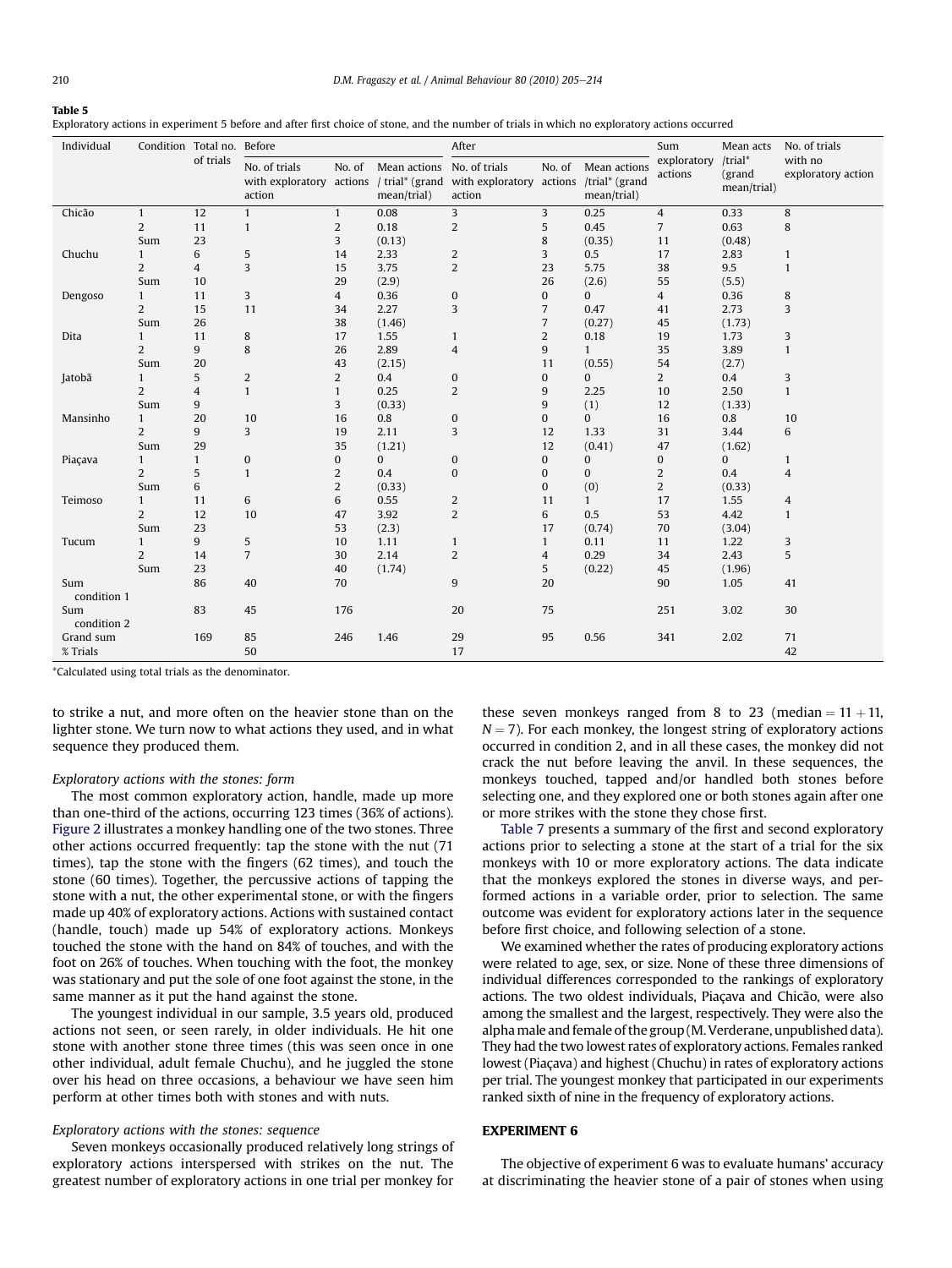**Table 5**

Exploratory actions in experiment 5 before and after first choice of stone, and the number of trials in which no exploratory actions occurred

| Individual | Condition | Total no. of trials | Before | | | After | | | Sum exploratory actions | Mean acts /trial* (grand mean/trial) | No. of trials with no exploratory action |
|---|---|---|---|---|---|---|---|---|---|---|---|
| | | | No. of trials with exploratory action | No. of actions | Mean actions / trial* (grand mean/trial) | No. of trials with exploratory action | No. of actions | Mean actions /trial* (grand mean/trial) | | | |
| Chicão | 1 | 12 | 1 | 1 | 0.08 | 3 | 3 | 0.25 | 4 | 0.33 | 8 |
| | 2 | 11 | 1 | 2 | 0.18 | 2 | 5 | 0.45 | 7 | 0.63 | 8 |
| | Sum | 23 | | 3 | (0.13) | | 8 | (0.35) | 11 | (0.48) | |
| Chuchu | 1 | 6 | 5 | 14 | 2.33 | 2 | 3 | 0.5 | 17 | 2.83 | 1 |
| | 2 | 4 | 3 | 15 | 3.75 | 2 | 23 | 5.75 | 38 | 9.5 | 1 |
| | Sum | 10 | | 29 | (2.9) | | 26 | (2.6) | 55 | (5.5) | |
| Dengoso | 1 | 11 | 3 | 4 | 0.36 | 0 | 0 | 0 | 4 | 0.36 | 8 |
| | 2 | 15 | 11 | 34 | 2.27 | 3 | 7 | 0.47 | 41 | 2.73 | 3 |
| | Sum | 26 | | 38 | (1.46) | | 7 | (0.27) | 45 | (1.73) | |
| Dita | 1 | 11 | 8 | 17 | 1.55 | 1 | 2 | 0.18 | 19 | 1.73 | 3 |
| | 2 | 9 | 8 | 26 | 2.89 | 4 | 9 | 1 | 35 | 3.89 | 1 |
| | Sum | 20 | | 43 | (2.15) | | 11 | (0.55) | 54 | (2.7) | |
| Jatobã | 1 | 5 | 2 | 2 | 0.4 | 0 | 0 | 0 | 2 | 0.4 | 3 |
| | 2 | 4 | 1 | 1 | 0.25 | 2 | 9 | 2.25 | 10 | 2.50 | 1 |
| | Sum | 9 | | 3 | (0.33) | | 9 | (1) | 12 | (1.33) | |
| Mansinho | 1 | 20 | 10 | 16 | 0.8 | 0 | 0 | 0 | 16 | 0.8 | 10 |
| | 2 | 9 | 3 | 19 | 2.11 | 3 | 12 | 1.33 | 31 | 3.44 | 6 |
| | Sum | 29 | | 35 | (1.21) | | 12 | (0.41) | 47 | (1.62) | |
| Piaçava | 1 | 1 | 0 | 0 | 0 | 0 | 0 | 0 | 0 | 0 | 1 |
| | 2 | 5 | 1 | 2 | 0.4 | 0 | 0 | 0 | 2 | 0.4 | 4 |
| | Sum | 6 | | 2 | (0.33) | | 0 | (0) | 2 | (0.33) | |
| Teimoso | 1 | 11 | 6 | 6 | 0.55 | 2 | 11 | 1 | 17 | 1.55 | 4 |
| | 2 | 12 | 10 | 47 | 3.92 | 2 | 6 | 0.5 | 53 | 4.42 | 1 |
| | Sum | 23 | | 53 | (2.3) | | 17 | (0.74) | 70 | (3.04) | |
| Tucum | 1 | 9 | 5 | 10 | 1.11 | 1 | 1 | 0.11 | 11 | 1.22 | 3 |
| | 2 | 14 | 7 | 30 | 2.14 | 2 | 4 | 0.29 | 34 | 2.43 | 5 |
| | Sum | 23 | | 40 | (1.74) | | 5 | (0.22) | 45 | (1.96) | |
| Sum condition 1 | | 86 | 40 | 70 | | 9 | 20 | | 90 | 1.05 | 41 |
| Sum condition 2 | | 83 | 45 | 176 | | 20 | 75 | | 251 | 3.02 | 30 |
| Grand sum | | 169 | 85 | 246 | 1.46 | 29 | 95 | 0.56 | 341 | 2.02 | 71 |
| % Trials | | | 50 | | | 17 | | | | | 42 |

*Calculated using total trials as the denominator.

to strike a nut, and more often on the heavier stone than on the lighter stone. We turn now to what actions they used, and in what sequence they produced them.

*Exploratory actions with the stones: form*

The most common exploratory action, handle, made up more than one-third of the actions, occurring 123 times (36% of actions). Figure 2 illustrates a monkey handling one of the two stones. Three other actions occurred frequently: tap the stone with the nut (71 times), tap the stone with the fingers (62 times), and touch the stone (60 times). Together, the percussive actions of tapping the stone with a nut, the other experimental stone, or with the fingers made up 40% of exploratory actions. Actions with sustained contact (handle, touch) made up 54% of exploratory actions. Monkeys touched the stone with the hand on 84% of touches, and with the foot on 26% of touches. When touching with the foot, the monkey was stationary and put the sole of one foot against the stone, in the same manner as it put the hand against the stone.

The youngest individual in our sample, 3.5 years old, produced actions not seen, or seen rarely, in older individuals. He hit one stone with another stone three times (this was seen once in one other individual, adult female Chuchu), and he juggled the stone over his head on three occasions, a behaviour we have seen him perform at other times both with stones and with nuts.

*Exploratory actions with the stones: sequence*

Seven monkeys occasionally produced relatively long strings of exploratory actions interspersed with strikes on the nut. The greatest number of exploratory actions in one trial per monkey for these seven monkeys ranged from 8 to 23 (median = 11 + 11, $N = 7$). For each monkey, the longest string of exploratory actions occurred in condition 2, and in all these cases, the monkey did not crack the nut before leaving the anvil. In these sequences, the monkeys touched, tapped and/or handled both stones before selecting one, and they explored one or both stones again after one or more strikes with the stone they chose first.

Table 7 presents a summary of the first and second exploratory actions prior to selecting a stone at the start of a trial for the six monkeys with 10 or more exploratory actions. The data indicate that the monkeys explored the stones in diverse ways, and performed actions in a variable order, prior to selection. The same outcome was evident for exploratory actions later in the sequence before first choice, and following selection of a stone.

We examined whether the rates of producing exploratory actions were related to age, sex, or size. None of these three dimensions of individual differences corresponded to the rankings of exploratory actions. The two oldest individuals, Piaçava and Chicão, were also among the smallest and the largest, respectively. They were also the alpha male and female of the group (M. Verderane, unpublished data). They had the two lowest rates of exploratory actions. Females ranked lowest (Piaçava) and highest (Chuchu) in rates of exploratory actions per trial. The youngest monkey that participated in our experiments ranked sixth of nine in the frequency of exploratory actions.

## EXPERIMENT 6

The objective of experiment 6 was to evaluate humans' accuracy at discriminating the heavier stone of a pair of stones when using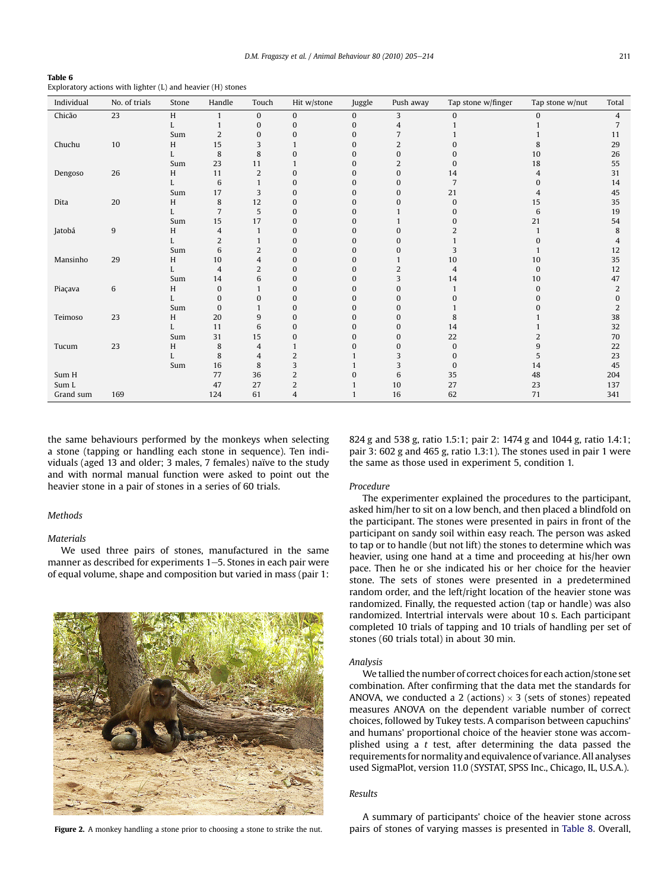**Table 6**
Exploratory actions with lighter (L) and heavier (H) stones

| Individual | No. of trials | Stone | Handle | Touch | Hit w/stone | Juggle | Push away | Tap stone w/finger | Tap stone w/nut | Total |
|---|---|---|---|---|---|---|---|---|---|---|
| Chicão | 23 | H | 1 | 0 | 0 | 0 | 3 | 0 | 0 | 4 |
| | | L | 1 | 0 | 0 | 0 | 4 | 1 | 1 | 7 |
| | | Sum | 2 | 0 | 0 | 0 | 7 | 1 | 1 | 11 |
| Chuchu | 10 | H | 15 | 3 | 1 | 0 | 2 | 0 | 8 | 29 |
| | | L | 8 | 8 | 0 | 0 | 0 | 0 | 10 | 26 |
| | | Sum | 23 | 11 | 1 | 0 | 2 | 0 | 18 | 55 |
| Dengoso | 26 | H | 11 | 2 | 0 | 0 | 0 | 14 | 4 | 31 |
| | | L | 6 | 1 | 0 | 0 | 0 | 7 | 0 | 14 |
| | | Sum | 17 | 3 | 0 | 0 | 0 | 21 | 4 | 45 |
| Dita | 20 | H | 8 | 12 | 0 | 0 | 0 | 0 | 15 | 35 |
| | | L | 7 | 5 | 0 | 0 | 1 | 0 | 6 | 19 |
| | | Sum | 15 | 17 | 0 | 0 | 1 | 0 | 21 | 54 |
| Jatobá | 9 | H | 4 | 1 | 0 | 0 | 0 | 2 | 1 | 8 |
| | | L | 2 | 1 | 0 | 0 | 0 | 1 | 0 | 4 |
| | | Sum | 6 | 2 | 0 | 0 | 0 | 3 | 1 | 12 |
| Mansinho | 29 | H | 10 | 4 | 0 | 0 | 1 | 10 | 10 | 35 |
| | | L | 4 | 2 | 0 | 0 | 2 | 4 | 0 | 12 |
| | | Sum | 14 | 6 | 0 | 0 | 3 | 14 | 10 | 47 |
| Piaçava | 6 | H | 0 | 1 | 0 | 0 | 0 | 1 | 0 | 2 |
| | | L | 0 | 0 | 0 | 0 | 0 | 0 | 0 | 0 |
| | | Sum | 0 | 1 | 0 | 0 | 0 | 1 | 0 | 2 |
| Teimoso | 23 | H | 20 | 9 | 0 | 0 | 0 | 8 | 1 | 38 |
| | | L | 11 | 6 | 0 | 0 | 0 | 14 | 1 | 32 |
| | | Sum | 31 | 15 | 0 | 0 | 0 | 22 | 2 | 70 |
| Tucum | 23 | H | 8 | 4 | 1 | 0 | 0 | 0 | 9 | 22 |
| | | L | 8 | 4 | 2 | 1 | 3 | 0 | 5 | 23 |
| | | Sum | 16 | 8 | 3 | 1 | 3 | 0 | 14 | 45 |
| Sum H | | | 77 | 36 | 2 | 0 | 6 | 35 | 48 | 204 |
| Sum L | | | 47 | 27 | 2 | 1 | 10 | 27 | 23 | 137 |
| Grand sum | 169 | | 124 | 61 | 4 | 1 | 16 | 62 | 71 | 341 |

the same behaviours performed by the monkeys when selecting a stone (tapping or handling each stone in sequence). Ten individuals (aged 13 and older; 3 males, 7 females) naïve to the study and with normal manual function were asked to point out the heavier stone in a pair of stones in a series of 60 trials.

### Methods

#### Materials

We used three pairs of stones, manufactured in the same manner as described for experiments 1–5. Stones in each pair were of equal volume, shape and composition but varied in mass (pair 1: 824 g and 538 g, ratio 1.5:1; pair 2: 1474 g and 1044 g, ratio 1.4:1; pair 3: 602 g and 465 g, ratio 1.3:1). The stones used in pair 1 were the same as those used in experiment 5, condition 1.

**Figure 2.** A monkey handling a stone prior to choosing a stone to strike the nut.

#### Procedure

The experimenter explained the procedures to the participant, asked him/her to sit on a low bench, and then placed a blindfold on the participant. The stones were presented in pairs in front of the participant on sandy soil within easy reach. The person was asked to tap or to handle (but not lift) the stones to determine which was heavier, using one hand at a time and proceeding at his/her own pace. Then he or she indicated his or her choice for the heavier stone. The sets of stones were presented in a predetermined random order, and the left/right location of the heavier stone was randomized. Finally, the requested action (tap or handle) was also randomized. Intertrial intervals were about 10 s. Each participant completed 10 trials of tapping and 10 trials of handling per set of stones (60 trials total) in about 30 min.

#### Analysis

We tallied the number of correct choices for each action/stone set combination. After confirming that the data met the standards for ANOVA, we conducted a 2 (actions) $\times$ 3 (sets of stones) repeated measures ANOVA on the dependent variable number of correct choices, followed by Tukey tests. A comparison between capuchins' and humans' proportional choice of the heavier stone was accomplished using a $t$ test, after determining the data passed the requirements for normality and equivalence of variance. All analyses used SigmaPlot, version 11.0 (SYSTAT, SPSS Inc., Chicago, IL, U.S.A.).

### Results

A summary of participants' choice of the heavier stone across pairs of stones of varying masses is presented in Table 8. Overall,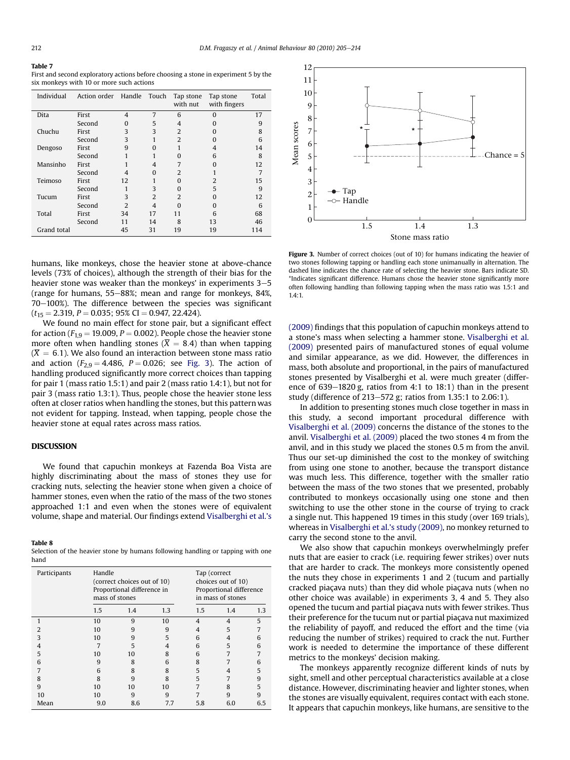**Table 7**
First and second exploratory actions before choosing a stone in experiment 5 by the six monkeys with 10 or more such actions

| Individual | Action order | Handle | Touch | Tap stone with nut | Tap stone with fingers | Total |
|---|---|---|---|---|---|---|
| Dita | First | 4 | 7 | 6 | 0 | 17 |
| | Second | 0 | 5 | 4 | 0 | 9 |
| Chuchu | First | 3 | 3 | 2 | 0 | 8 |
| | Second | 3 | 1 | 2 | 0 | 6 |
| Dengoso | First | 9 | 0 | 1 | 4 | 14 |
| | Second | 1 | 1 | 0 | 6 | 8 |
| Mansinho | First | 1 | 4 | 7 | 0 | 12 |
| | Second | 4 | 0 | 2 | 1 | 7 |
| Teimoso | First | 12 | 1 | 0 | 2 | 15 |
| | Second | 1 | 3 | 0 | 5 | 9 |
| Tucum | First | 3 | 2 | 2 | 0 | 12 |
| | Second | 2 | 4 | 0 | 0 | 6 |
| Total | First | 34 | 17 | 11 | 6 | 68 |
| | Second | 11 | 14 | 8 | 13 | 46 |
| Grand total | | 45 | 31 | 19 | 19 | 114 |

humans, like monkeys, chose the heavier stone at above-chance levels (73% of choices), although the strength of their bias for the heavier stone was weaker than the monkeys' in experiments 3–5 (range for humans, 55–88%; mean and range for monkeys, 84%, 70–100%). The difference between the species was significant ($t_{15} = 2.319$, $P = 0.035$; 95% CI = 0.947, 22.424).

We found no main effect for stone pair, but a significant effect for action ($F_{1,9} = 19.009$, $P = 0.002$). People chose the heavier stone more often when handling stones ($\overline{X} = 8.4$) than when tapping ($\overline{X} = 6.1$). We also found an interaction between stone mass ratio and action ($F_{2,9} = 4.486$, $P = 0.026$; see Fig. 3). The action of handling produced significantly more correct choices than tapping for pair 1 (mass ratio 1.5:1) and pair 2 (mass ratio 1.4:1), but not for pair 3 (mass ratio 1.3:1). Thus, people chose the heavier stone less often at closer ratios when handling the stones, but this pattern was not evident for tapping. Instead, when tapping, people chose the heavier stone at equal rates across mass ratios.

## DISCUSSION

We found that capuchin monkeys at Fazenda Boa Vista are highly discriminating about the mass of stones they use for cracking nuts, selecting the heavier stone when given a choice of hammer stones, even when the ratio of the mass of the two stones approached 1:1 and even when the stones were of equivalent volume, shape and material. Our findings extend Visalberghi et al.'s (2009) findings that this population of capuchin monkeys attend to a stone's mass when selecting a hammer stone. Visalberghi et al. (2009) presented pairs of manufactured stones of equal volume and similar appearance, as we did. However, the differences in mass, both absolute and proportional, in the pairs of manufactured stones presented by Visalberghi et al. were much greater (difference of 639–1820 g, ratios from 4:1 to 18:1) than in the present study (difference of 213–572 g; ratios from 1.35:1 to 2.06:1).

**Table 8**
Selection of the heavier stone by humans following handling or tapping with one hand

| Participants | Handle (correct choices out of 10) Proportional difference in mass of stones | | | Tap (correct choices out of 10) Proportional difference in mass of stones | | |
|---|---|---|---|---|---|---|
| | 1.5 | 1.4 | 1.3 | 1.5 | 1.4 | 1.3 |
| 1 | 10 | 9 | 10 | 4 | 4 | 5 |
| 2 | 10 | 9 | 9 | 4 | 5 | 7 |
| 3 | 10 | 9 | 5 | 6 | 4 | 6 |
| 4 | 7 | 5 | 4 | 6 | 5 | 6 |
| 5 | 10 | 10 | 8 | 6 | 7 | 7 |
| 6 | 9 | 8 | 6 | 8 | 7 | 6 |
| 7 | 6 | 8 | 8 | 5 | 4 | 5 |
| 8 | 8 | 9 | 8 | 5 | 7 | 9 |
| 9 | 10 | 10 | 10 | 7 | 8 | 5 |
| 10 | 10 | 9 | 9 | 7 | 9 | 9 |
| Mean | 9.0 | 8.6 | 7.7 | 5.8 | 6.0 | 6.5 |

Figure 3. Number of correct choices (out of 10) for humans indicating the heavier of two stones following tapping or handling each stone unimanually in alternation. The dashed line indicates the chance rate of selecting the heavier stone. Bars indicate SD. *Indicates significant difference. Humans chose the heavier stone significantly more often following handling than following tapping when the mass ratio was 1.5:1 and 1.4:1.

In addition to presenting stones much close together in mass in this study, a second important procedural difference with Visalberghi et al. (2009) concerns the distance of the stones to the anvil. Visalberghi et al. (2009) placed the two stones 4 m from the anvil, and in this study we placed the stones 0.5 m from the anvil. Thus our set-up diminished the cost to the monkey of switching from using one stone to another, because the transport distance was much less. This difference, together with the smaller ratio between the mass of the two stones that we presented, probably contributed to monkeys occasionally using one stone and then switching to use the other stone in the course of trying to crack a single nut. This happened 19 times in this study (over 169 trials), whereas in Visalberghi et al.'s study (2009), no monkey returned to carry the second stone to the anvil.

We also show that capuchin monkeys overwhelmingly prefer nuts that are easier to crack (i.e. requiring fewer strikes) over nuts that are harder to crack. The monkeys more consistently opened the nuts they chose in experiments 1 and 2 (tucum and partially cracked piaçava nuts) than they did whole piaçava nuts (when no other choice was available) in experiments 3, 4 and 5. They also opened the tucum and partial piaçava nuts with fewer strikes. Thus their preference for the tucum nut or partial piaçava nut maximized the reliability of payoff, and reduced the effort and the time (via reducing the number of strikes) required to crack the nut. Further work is needed to determine the importance of these different metrics to the monkeys' decision making.

The monkeys apparently recognize different kinds of nuts by sight, smell and other perceptual characteristics available at a close distance. However, discriminating heavier and lighter stones, when the stones are visually equivalent, requires contact with each stone. It appears that capuchin monkeys, like humans, are sensitive to the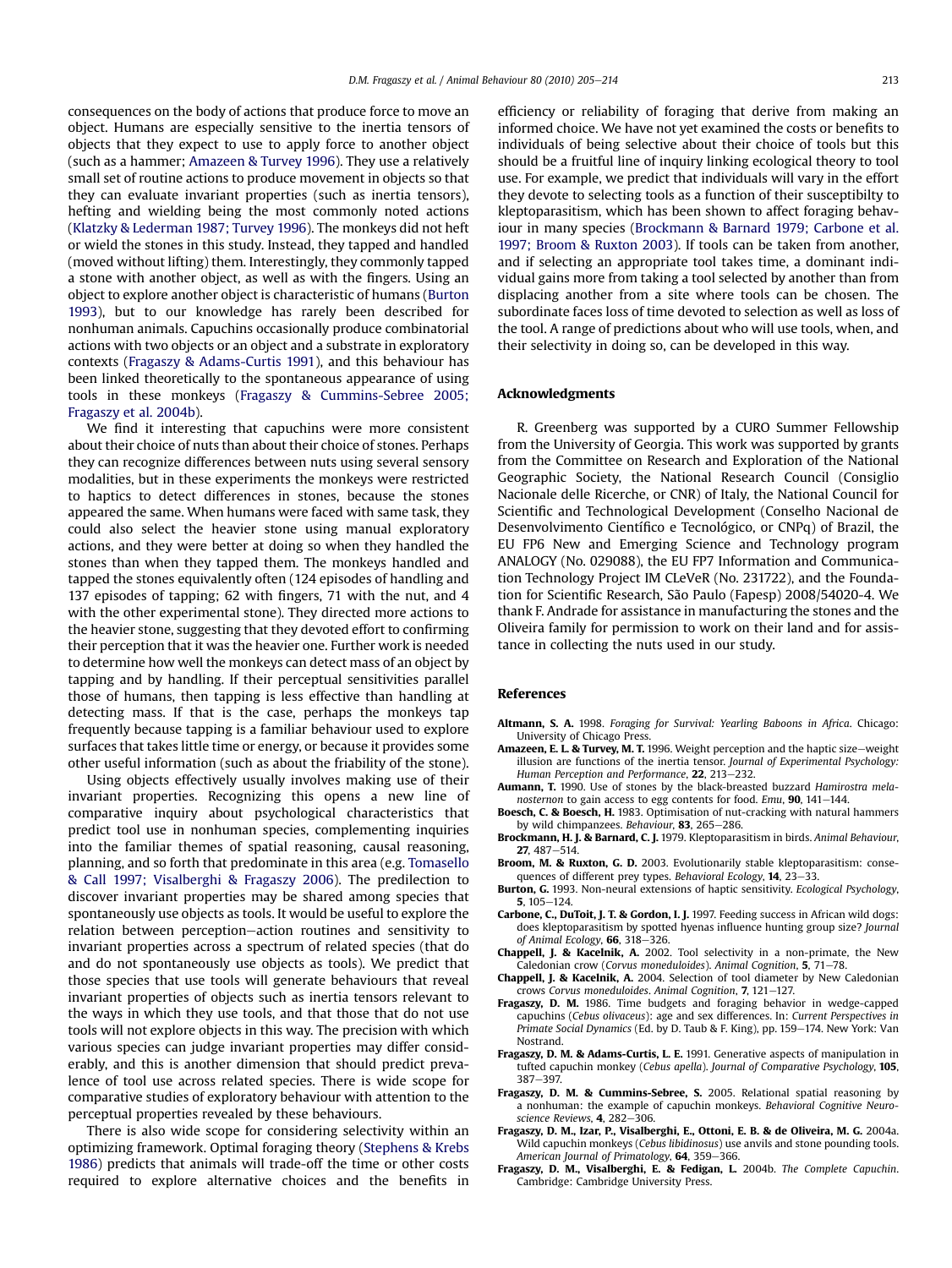consequences on the body of actions that produce force to move an object. Humans are especially sensitive to the inertia tensors of objects that they expect to use to apply force to another object (such as a hammer; Amazeen & Turvey 1996). They use a relatively small set of routine actions to produce movement in objects so that they can evaluate invariant properties (such as inertia tensors), hefting and wielding being the most commonly noted actions (Klatzky & Lederman 1987; Turvey 1996). The monkeys did not heft or wield the stones in this study. Instead, they tapped and handled (moved without lifting) them. Interestingly, they commonly tapped a stone with another object, as well as with the fingers. Using an object to explore another object is characteristic of humans (Burton 1993), but to our knowledge has rarely been described for nonhuman animals. Capuchins occasionally produce combinatorial actions with two objects or an object and a substrate in exploratory contexts (Fragaszy & Adams-Curtis 1991), and this behaviour has been linked theoretically to the spontaneous appearance of using tools in these monkeys (Fragaszy & Cummins-Sebree 2005; Fragaszy et al. 2004b).

We find it interesting that capuchins were more consistent about their choice of nuts than about their choice of stones. Perhaps they can recognize differences between nuts using several sensory modalities, but in these experiments the monkeys were restricted to haptics to detect differences in stones, because the stones appeared the same. When humans were faced with same task, they could also select the heavier stone using manual exploratory actions, and they were better at doing so when they handled the stones than when they tapped them. The monkeys handled and tapped the stones equivalently often (124 episodes of handling and 137 episodes of tapping; 62 with fingers, 71 with the nut, and 4 with the other experimental stone). They directed more actions to the heavier stone, suggesting that they devoted effort to confirming their perception that it was the heavier one. Further work is needed to determine how well the monkeys can detect mass of an object by tapping and by handling. If their perceptual sensitivities parallel those of humans, then tapping is less effective than handling at detecting mass. If that is the case, perhaps the monkeys tap frequently because tapping is a familiar behaviour used to explore surfaces that takes little time or energy, or because it provides some other useful information (such as about the friability of the stone).

Using objects effectively usually involves making use of their invariant properties. Recognizing this opens a new line of comparative inquiry about psychological characteristics that predict tool use in nonhuman species, complementing inquiries into the familiar themes of spatial reasoning, causal reasoning, planning, and so forth that predominate in this area (e.g. Tomasello & Call 1997; Visalberghi & Fragaszy 2006). The predilection to discover invariant properties may be shared among species that spontaneously use objects as tools. It would be useful to explore the relation between perception–action routines and sensitivity to invariant properties across a spectrum of related species (that do and do not spontaneously use objects as tools). We predict that those species that use tools will generate behaviours that reveal invariant properties of objects such as inertia tensors relevant to the ways in which they use tools, and that those that do not use tools will not explore objects in this way. The precision with which various species can judge invariant properties may differ considerably, and this is another dimension that should predict prevalence of tool use across related species. There is wide scope for comparative studies of exploratory behaviour with attention to the perceptual properties revealed by these behaviours.

There is also wide scope for considering selectivity within an optimizing framework. Optimal foraging theory (Stephens & Krebs 1986) predicts that animals will trade-off the time or other costs required to explore alternative choices and the benefits in efficiency or reliability of foraging that derive from making an informed choice. We have not yet examined the costs or benefits to individuals of being selective about their choice of tools but this should be a fruitful line of inquiry linking ecological theory to tool use. For example, we predict that individuals will vary in the effort they devote to selecting tools as a function of their susceptibilty to kleptoparasitism, which has been shown to affect foraging behaviour in many species (Brockmann & Barnard 1979; Carbone et al. 1997; Broom & Ruxton 2003). If tools can be taken from another, and if selecting an appropriate tool takes time, a dominant individual gains more from taking a tool selected by another than from displacing another from a site where tools can be chosen. The subordinate faces loss of time devoted to selection as well as loss of the tool. A range of predictions about who will use tools, when, and their selectivity in doing so, can be developed in this way.

## Acknowledgments

R. Greenberg was supported by a CURO Summer Fellowship from the University of Georgia. This work was supported by grants from the Committee on Research and Exploration of the National Geographic Society, the National Research Council (Consiglio Nacionale delle Ricerche, or CNR) of Italy, the National Council for Scientific and Technological Development (Conselho Nacional de Desenvolvimento Científico e Tecnológico, or CNPq) of Brazil, the EU FP6 New and Emerging Science and Technology program ANALOGY (No. 029088), the EU FP7 Information and Communication Technology Project IM CLeVeR (No. 231722), and the Foundation for Scientific Research, São Paulo (Fapesp) 2008/54020-4. We thank F. Andrade for assistance in manufacturing the stones and the Oliveira family for permission to work on their land and for assistance in collecting the nuts used in our study.

## References

**Altmann, S. A.** 1998. *Foraging for Survival: Yearling Baboons in Africa*. Chicago: University of Chicago Press.

**Amazeen, E. L. & Turvey, M. T.** 1996. Weight perception and the haptic size–weight illusion are functions of the inertia tensor. *Journal of Experimental Psychology: Human Perception and Performance*, **22**, 213–232.

**Aumann, T.** 1990. Use of stones by the black-breasted buzzard *Hamirostra melanosternon* to gain access to egg contents for food. *Emu*, **90**, 141–144.

**Boesch, C. & Boesch, H.** 1983. Optimisation of nut-cracking with natural hammers by wild chimpanzees. *Behaviour*, **83**, 265–286.

**Brockmann, H. J. & Barnard, C. J.** 1979. Kleptoparasitism in birds. *Animal Behaviour*, **27**, 487–514.

**Broom, M. & Ruxton, G. D.** 2003. Evolutionarily stable kleptoparasitism: consequences of different prey types. *Behavioral Ecology*, **14**, 23–33.

**Burton, G.** 1993. Non-neural extensions of haptic sensitivity. *Ecological Psychology*, **5**, 105–124.

**Carbone, C., DuToit, J. T. & Gordon, I. J.** 1997. Feeding success in African wild dogs: does kleptoparasitism by spotted hyenas influence hunting group size? *Journal of Animal Ecology*, **66**, 318–326.

**Chappell, J. & Kacelnik, A.** 2002. Tool selectivity in a non-primate, the New Caledonian crow (*Corvus moneduloides*). *Animal Cognition*, **5**, 71–78.

**Chappell, J. & Kacelnik, A.** 2004. Selection of tool diameter by New Caledonian crows *Corvus moneduloides*. *Animal Cognition*, **7**, 121–127.

**Fragaszy, D. M.** 1986. Time budgets and foraging behavior in wedge-capped capuchins (*Cebus olivaceus*): age and sex differences. In: *Current Perspectives in Primate Social Dynamics* (Ed. by D. Taub & F. King), pp. 159–174. New York: Van Nostrand.

**Fragaszy, D. M. & Adams-Curtis, L. E.** 1991. Generative aspects of manipulation in tufted capuchin monkey (*Cebus apella*). *Journal of Comparative Psychology*, **105**, 387–397.

**Fragaszy, D. M. & Cummins-Sebree, S.** 2005. Relational spatial reasoning by a nonhuman: the example of capuchin monkeys. *Behavioral Cognitive Neuroscience Reviews*, **4**, 282–306.

**Fragaszy, D. M., Izar, P., Visalberghi, E., Ottoni, E. B. & de Oliveira, M. G.** 2004a. Wild capuchin monkeys (*Cebus libidinosus*) use anvils and stone pounding tools. *American Journal of Primatology*, **64**, 359–366.

**Fragaszy, D. M., Visalberghi, E. & Fedigan, L.** 2004b. *The Complete Capuchin*. Cambridge: Cambridge University Press.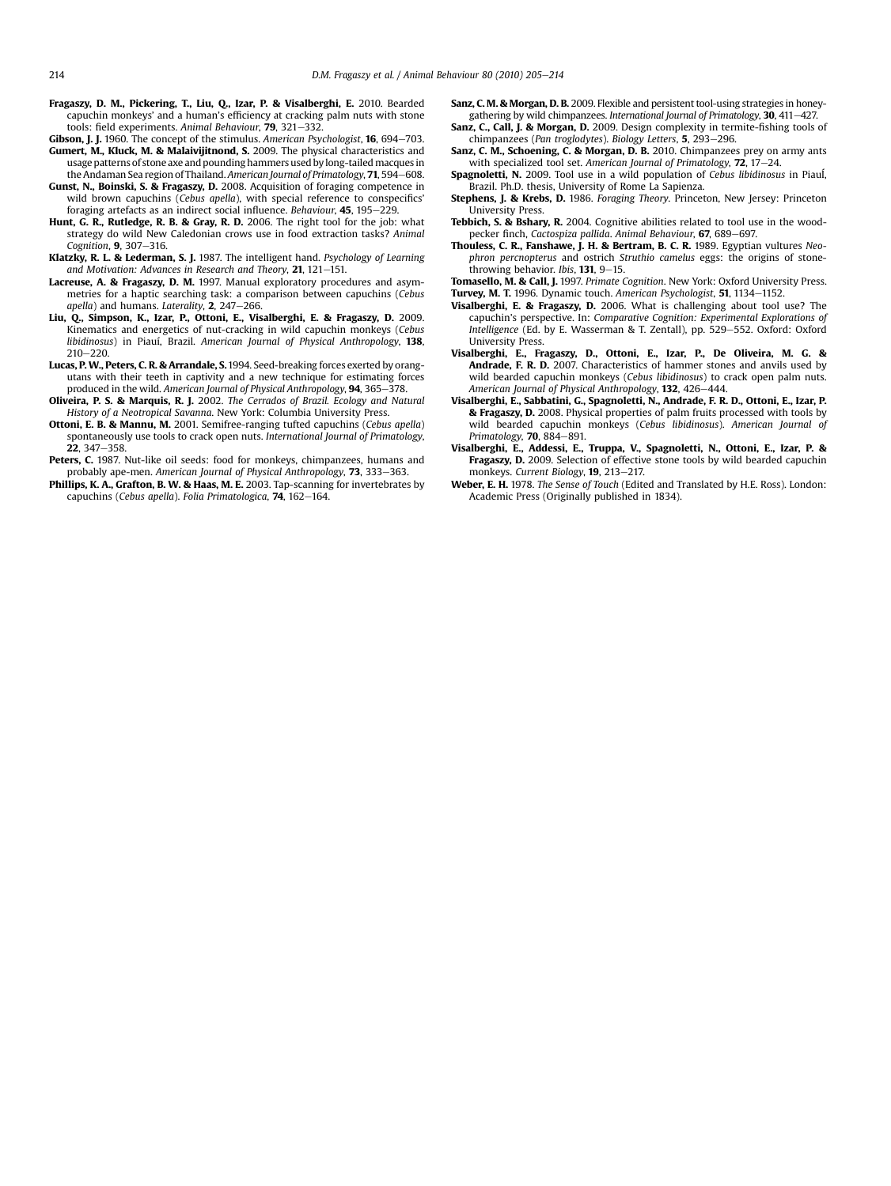**Fragaszy, D. M., Pickering, T., Liu, Q., Izar, P. & Visalberghi, E.** 2010. Bearded capuchin monkeys' and a human's efficiency at cracking palm nuts with stone tools: field experiments. *Animal Behaviour*, **79**, 321–332.

**Gibson, J. J.** 1960. The concept of the stimulus. *American Psychologist*, **16**, 694–703.

**Gumert, M., Kluck, M. & Malaivijitnond, S.** 2009. The physical characteristics and usage patterns of stone axe and pounding hammers used by long-tailed macques in the Andaman Sea region of Thailand. *American Journal of Primatology*, **71**, 594–608.

**Gunst, N., Boinski, S. & Fragaszy, D.** 2008. Acquisition of foraging competence in wild brown capuchins (*Cebus apella*), with special reference to conspecifics' foraging artefacts as an indirect social influence. *Behaviour*, **45**, 195–229.

**Hunt, G. R., Rutledge, R. B. & Gray, R. D.** 2006. The right tool for the job: what strategy do wild New Caledonian crows use in food extraction tasks? *Animal Cognition*, **9**, 307–316.

**Klatzky, R. L. & Lederman, S. J.** 1987. The intelligent hand. *Psychology of Learning and Motivation: Advances in Research and Theory*, **21**, 121–151.

**Lacreuse, A. & Fragaszy, D. M.** 1997. Manual exploratory procedures and asymmetries for a haptic searching task: a comparison between capuchins (*Cebus apella*) and humans. *Laterality*, **2**, 247–266.

**Liu, Q., Simpson, K., Izar, P., Ottoni, E., Visalberghi, E. & Fragaszy, D.** 2009. Kinematics and energetics of nut-cracking in wild capuchin monkeys (*Cebus libidinosus*) in Piauí, Brazil. *American Journal of Physical Anthropology*, **138**, 210–220.

**Lucas, P. W., Peters, C. R. & Arrandale, S.** 1994. Seed-breaking forces exerted by orangutans with their teeth in captivity and a new technique for estimating forces produced in the wild. *American Journal of Physical Anthropology*, **94**, 365–378.

**Oliveira, P. S. & Marquis, R. J.** 2002. *The Cerrados of Brazil. Ecology and Natural History of a Neotropical Savanna*. New York: Columbia University Press.

**Ottoni, E. B. & Mannu, M.** 2001. Semifree-ranging tufted capuchins (*Cebus apella*) spontaneously use tools to crack open nuts. *International Journal of Primatology*, **22**, 347–358.

**Peters, C.** 1987. Nut-like oil seeds: food for monkeys, chimpanzees, humans and probably ape-men. *American Journal of Physical Anthropology*, **73**, 333–363.

**Phillips, K. A., Grafton, B. W. & Haas, M. E.** 2003. Tap-scanning for invertebrates by capuchins (*Cebus apella*). *Folia Primatologica*, **74**, 162–164.

**Sanz, C. M. & Morgan, D. B.** 2009. Flexible and persistent tool-using strategies in honey-gathering by wild chimpanzees. *International Journal of Primatology*, **30**, 411–427.

**Sanz, C., Call, J. & Morgan, D.** 2009. Design complexity in termite-fishing tools of chimpanzees (*Pan troglodytes*). *Biology Letters*, **5**, 293–296.

**Sanz, C. M., Schoening, C. & Morgan, D. B.** 2010. Chimpanzees prey on army ants with specialized tool set. *American Journal of Primatology*, **72**, 17–24.

**Spagnoletti, N.** 2009. Tool use in a wild population of *Cebus libidinosus* in Piauĺ, Brazil. Ph.D. thesis, University of Rome La Sapienza.

**Stephens, J. & Krebs, D.** 1986. *Foraging Theory*. Princeton, New Jersey: Princeton University Press.

**Tebbich, S. & Bshary, R.** 2004. Cognitive abilities related to tool use in the woodpecker finch, *Cactospiza pallida*. *Animal Behaviour*, **67**, 689–697.

**Thouless, C. R., Fanshawe, J. H. & Bertram, B. C. R.** 1989. Egyptian vultures *Neophron percnopterus* and ostrich *Struthio camelus* eggs: the origins of stone-throwing behavior. *Ibis*, **131**, 9–15.

**Tomasello, M. & Call, J.** 1997. *Primate Cognition*. New York: Oxford University Press.

**Turvey, M. T.** 1996. Dynamic touch. *American Psychologist*, **51**, 1134–1152.

**Visalberghi, E. & Fragaszy, D.** 2006. What is challenging about tool use? The capuchin's perspective. In: *Comparative Cognition: Experimental Explorations of Intelligence* (Ed. by E. Wasserman & T. Zentall), pp. 529–552. Oxford: Oxford University Press.

**Visalberghi, E., Fragaszy, D., Ottoni, E., Izar, P., De Oliveira, M. G. & Andrade, F. R. D.** 2007. Characteristics of hammer stones and anvils used by wild bearded capuchin monkeys (*Cebus libidinosus*) to crack open palm nuts. *American Journal of Physical Anthropology*, **132**, 426–444.

**Visalberghi, E., Sabbatini, G., Spagnoletti, N., Andrade, F. R. D., Ottoni, E., Izar, P. & Fragaszy, D.** 2008. Physical properties of palm fruits processed with tools by wild bearded capuchin monkeys (*Cebus libidinosus*). *American Journal of Primatology*, **70**, 884–891.

**Visalberghi, E., Addessi, E., Truppa, V., Spagnoletti, N., Ottoni, E., Izar, P. & Fragaszy, D.** 2009. Selection of effective stone tools by wild bearded capuchin monkeys. *Current Biology*, **19**, 213–217.

**Weber, E. H.** 1978. *The Sense of Touch* (Edited and Translated by H.E. Ross). London: Academic Press (Originally published in 1834).